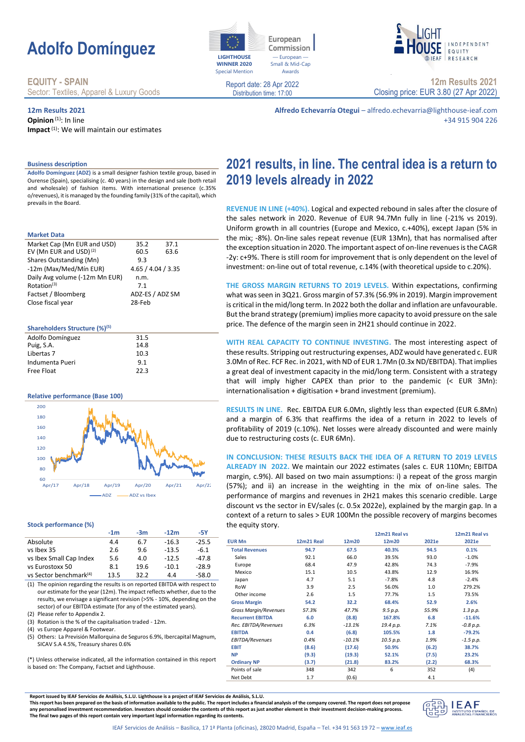# Adolfo Domínguez

**EQUITY - SPAIN**
Sector: Textiles, Apparel & Luxury Goods

Report date: 28 Apr 2022
Distribution time: 17:00

**12m Results 2021**
Closing price: EUR 3.80 (27 Apr 2022)

**12m Results 2021**
**Opinion** (1): In line
**Impact** (1): We will maintain our estimates

**Alfredo Echevarría Otegui** – alfredo.echevarria@lighthouse-ieaf.com
+34 915 904 226

### Business description

**Adolfo Domínguez (ADZ)** is a small designer fashion textile group, based in Ourense (Spain), specialising (c. 40 years) in the design and sale (both retail and wholesale) of fashion items. With international presence (c.35% o/revenues), it is managed by the founding family (31% of the capital), which prevails in the Board.

### Market Data

| | | |
|---|---|---|
| Market Cap (Mn EUR and USD) | 35.2 | 37.1 |
| EV (Mn EUR and USD) (2) | 60.5 | 63.6 |
| Shares Outstanding (Mn) | 9.3 | |
| -12m (Max/Med/Mín EUR) | 4.65 / 4.04 / 3.35 | |
| Daily Avg volume (-12m Mn EUR) | n.m. | |
| Rotation(3) | 7.1 | |
| Factset / Bloomberg | ADZ-ES / ADZ SM | |
| Close fiscal year | 28-Feb | |

### Shareholders Structure (%)(5)

| | |
|---|---|
| Adolfo Domínguez | 31.5 |
| Puig, S.A. | 14.8 |
| Libertas 7 | 10.3 |
| Indumenta Pueri | 9.1 |
| Free Float | 22.3 |

### Relative performance (Base 100)

### Stock performance (%)

| | -1m | -3m | -12m | -5Y |
|---|---|---|---|---|
| Absolute | 4.4 | 6.7 | -16.3 | -25.5 |
| vs Ibex 35 | 2.6 | 9.6 | -13.5 | -6.1 |
| vs Ibex Small Cap Index | 5.6 | 4.0 | -12.5 | -47.8 |
| vs Eurostoxx 50 | 8.1 | 19.6 | -10.1 | -28.9 |
| vs Sector benchmark(4) | 13.5 | 32.2 | 4.4 | -58.0 |

(1) The opinion regarding the results is on reported EBITDA with respect to our estimate for the year (12m). The impact reflects whether, due to the results, we envisage a significant revision (>5% - 10%, depending on the sector) of our EBITDA estimate (for any of the estimated years).
(2) Please refer to Appendix 2.
(3) Rotation is the % of the capitalisation traded - 12m.
(4) vs Europe Apparel & Footwear.
(5) Others: La Previsión Mallorquina de Seguros 6.9%, Ibercapital Magnum, SICAV S.A 4.5%, Treasury shares 0.6%

(*) Unless otherwise indicated, all the information contained in this report is based on: The Company, Factset and Lighthouse.

## 2021 results, in line. The central idea is a return to 2019 levels already in 2022

**REVENUE IN LINE (+40%).** Logical and expected rebound in sales after the closure of the sales network in 2020. Revenue of EUR 94.7Mn fully in line (-21% vs 2019). Uniform growth in all countries (Europe and Mexico, c.+40%), except Japan (5% in the mix; -8%). On-line sales repeat revenue (EUR 13Mn), that has normalised after the exception situation in 2020. The important aspect of on-line revenues is the CAGR -2y: c+9%. There is still room for improvement that is only dependent on the level of investment: on-line out of total revenue, c.14% (with theoretical upside to c.20%).

**THE GROSS MARGIN RETURNS TO 2019 LEVELS.** Within expectations, confirming what was seen in 3Q21. Gross margin of 57.3% (56.9% in 2019). Margin improvement is critical in the mid/long term. In 2022 both the dollar and inflation are unfavourable. But the brand strategy (premium) implies more capacity to avoid pressure on the sale price. The defence of the margin seen in 2H21 should continue in 2022.

**WITH REAL CAPACITY TO CONTINUE INVESTING.** The most interesting aspect of these results. Stripping out restructuring expenses, ADZ would have generated c. EUR 3.0Mn of Rec. FCF Rec. in 2021, with ND of EUR 1.7Mn (0.3x ND/EBITDA). That implies a great deal of investment capacity in the mid/long term. Consistent with a strategy that will imply higher CAPEX than prior to the pandemic (< EUR 3Mn): internationalisation + digitisation + brand investment (premium).

**RESULTS IN LINE.** Rec. EBITDA EUR 6.0Mn, slightly less than expected (EUR 6.8Mn) and a margin of 6.3% that reaffirms the idea of a return in 2022 to levels of profitability of 2019 (c.10%). Net losses were already discounted and were mainly due to restructuring costs (c. EUR 6Mn).

**IN CONCLUSION: THESE RESULTS BACK THE IDEA OF A RETURN TO 2019 LEVELS ALREADY IN 2022.** We maintain our 2022 estimates (sales c. EUR 110Mn; EBITDA margin, c.9%). All based on two main assumptions: i) a repeat of the gross margin (57%); and ii) an increase in the weighting in the mix of on-line sales. The performance of margins and revenues in 2H21 makes this scenario credible. Large discount vs the sector in EV/sales (c. 0.5x 2022e), explained by the margin gap. In a context of a return to sales > EUR 100Mn the possible recovery of margins becomes the equity story.

| EUR Mn | 12m21 Real | 12m20 | 12m21 Real vs 12m20 | 2021e | 12m21 Real vs 2021e |
|---|---|---|---|---|---|
| **Total Revenues** | **94.7** | **67.5** | **40.3%** | **94.5** | **0.1%** |
| Sales | 92.1 | 66.0 | 39.5% | 93.0 | -1.0% |
| Europe | 68.4 | 47.9 | 42.8% | 74.3 | -7.9% |
| Mexico | 15.1 | 10.5 | 43.8% | 12.9 | 16.9% |
| Japan | 4.7 | 5.1 | -7.8% | 4.8 | -2.4% |
| RoW | 3.9 | 2.5 | 56.0% | 1.0 | 279.2% |
| Other income | 2.6 | 1.5 | 77.7% | 1.5 | 73.5% |
| **Gross Margin** | **54.2** | **32.2** | **68.4%** | **52.9** | **2.6%** |
| *Gross Margin/Revenues* | *57.3%* | *47.7%* | *9.5 p.p.* | *55.9%* | *1.3 p.p.* |
| **Recurrent EBITDA** | **6.0** | **(8.8)** | **167.8%** | **6.8** | **-11.6%** |
| *Rec. EBITDA/Revenues* | *6.3%* | *-13.1%* | *19.4 p.p.* | *7.1%* | *-0.8 p.p.* |
| **EBITDA** | **0.4** | **(6.8)** | **105.5%** | **1.8** | **-79.2%** |
| *EBITDA/Revenues* | *0.4%* | *-10.1%* | *10.5 p.p.* | *1.9%* | *-1.5 p.p.* |
| **EBIT** | **(8.6)** | **(17.6)** | **50.9%** | **(6.2)** | **38.7%** |
| **NP** | **(9.3)** | **(19.3)** | **52.1%** | **(7.5)** | **23.2%** |
| **Ordinary NP** | **(3.7)** | **(21.8)** | **83.2%** | **(2.2)** | **68.3%** |
| Points of sale | 348 | 342 | 6 | 352 | (4) |
| Net Debt | 1.7 | (0.6) | | 4.1 | |

**Report issued by IEAF Servicios de Análisis, S.L.U. Lighthouse is a project of IEAF Servicios de Análisis, S.L.U.**
**This report has been prepared on the basis of information available to the public. The report includes a financial analysis of the company covered. The report does not propose any personalised investment recommendation. Investors should consider the contents of this report as just another element in their investment decision-making process. The final two pages of this report contain very important legal information regarding its contents.**

IEAF Servicios de Análisis – Basílica, 17 1ª Planta (oficinas), 28020 Madrid, España – Tel. +34 91 563 19 72 – www.ieaf.es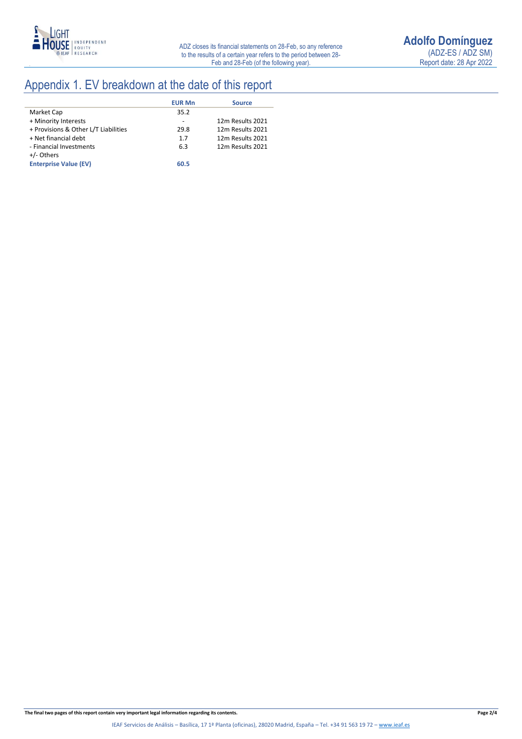# Appendix 1. EV breakdown at the date of this report

| | EUR Mn | Source |
|---|---|---|
| Market Cap | 35.2 | |
| + Minority Interests | - | 12m Results 2021 |
| + Provisions & Other L/T Liabilities | 29.8 | 12m Results 2021 |
| + Net financial debt | 1.7 | 12m Results 2021 |
| - Financial Investments | 6.3 | 12m Results 2021 |
| +/- Others | | |
| **Enterprise Value (EV)** | **60.5** | |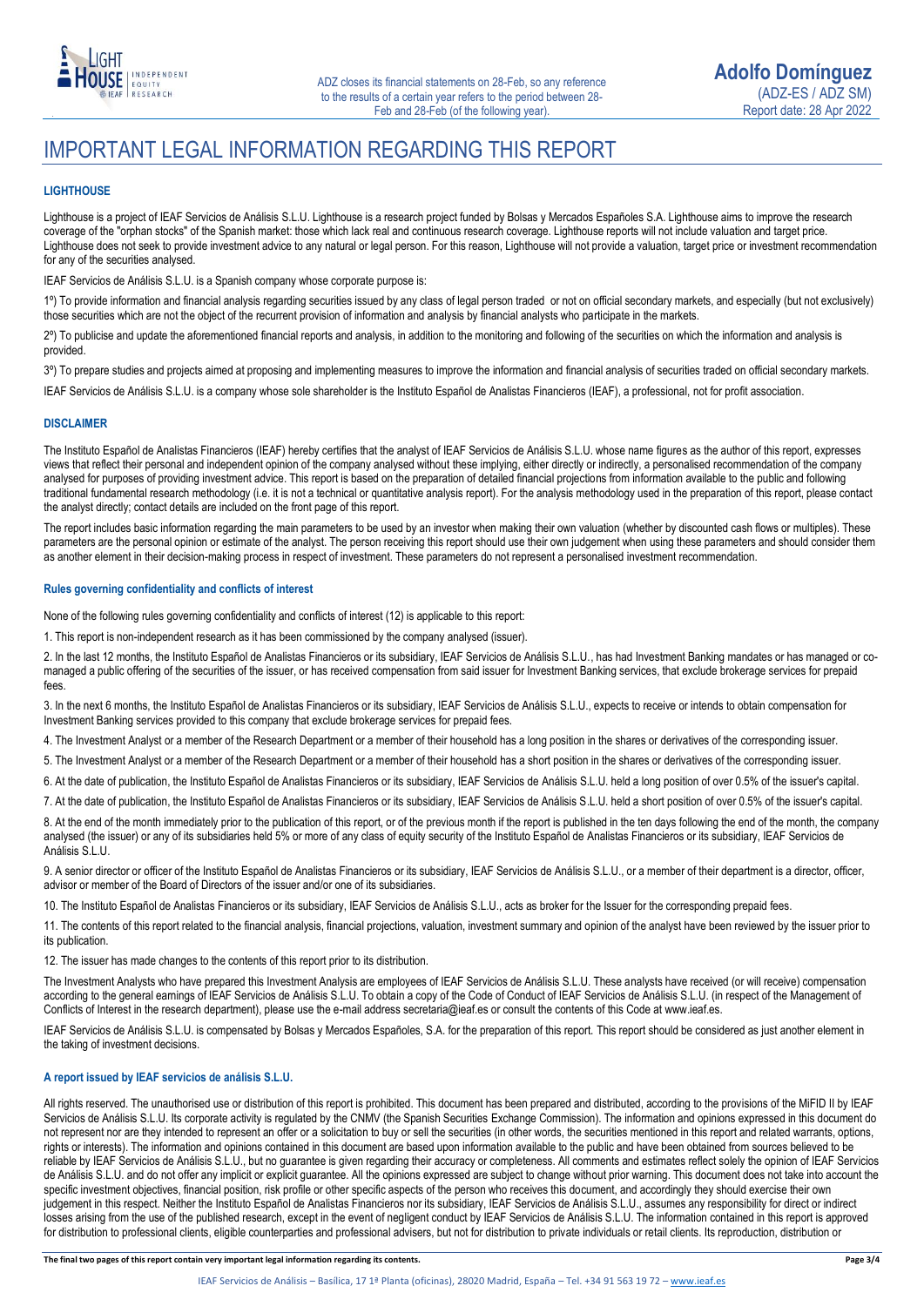# IMPORTANT LEGAL INFORMATION REGARDING THIS REPORT

### LIGHTHOUSE

Lighthouse is a project of IEAF Servicios de Análisis S.L.U. Lighthouse is a research project funded by Bolsas y Mercados Españoles S.A. Lighthouse aims to improve the research coverage of the "orphan stocks" of the Spanish market: those which lack real and continuous research coverage. Lighthouse reports will not include valuation and target price. Lighthouse does not seek to provide investment advice to any natural or legal person. For this reason, Lighthouse will not provide a valuation, target price or investment recommendation for any of the securities analysed.

IEAF Servicios de Análisis S.L.U. is a Spanish company whose corporate purpose is:

1º) To provide information and financial analysis regarding securities issued by any class of legal person traded or not on official secondary markets, and especially (but not exclusively) those securities which are not the object of the recurrent provision of information and analysis by financial analysts who participate in the markets.

2º) To publicise and update the aforementioned financial reports and analysis, in addition to the monitoring and following of the securities on which the information and analysis is provided.

3º) To prepare studies and projects aimed at proposing and implementing measures to improve the information and financial analysis of securities traded on official secondary markets.

IEAF Servicios de Análisis S.L.U. is a company whose sole shareholder is the Instituto Español de Analistas Financieros (IEAF), a professional, not for profit association.

### DISCLAIMER

The Instituto Español de Analistas Financieros (IEAF) hereby certifies that the analyst of IEAF Servicios de Análisis S.L.U. whose name figures as the author of this report, expresses views that reflect their personal and independent opinion of the company analysed without these implying, either directly or indirectly, a personalised recommendation of the company analysed for purposes of providing investment advice. This report is based on the preparation of detailed financial projections from information available to the public and following traditional fundamental research methodology (i.e. it is not a technical or quantitative analysis report). For the analysis methodology used in the preparation of this report, please contact the analyst directly; contact details are included on the front page of this report.

The report includes basic information regarding the main parameters to be used by an investor when making their own valuation (whether by discounted cash flows or multiples). These parameters are the personal opinion or estimate of the analyst. The person receiving this report should use their own judgement when using these parameters and should consider them as another element in their decision-making process in respect of investment. These parameters do not represent a personalised investment recommendation.

### Rules governing confidentiality and conflicts of interest

None of the following rules governing confidentiality and conflicts of interest (12) is applicable to this report:

1. This report is non-independent research as it has been commissioned by the company analysed (issuer).

2. In the last 12 months, the Instituto Español de Analistas Financieros or its subsidiary, IEAF Servicios de Análisis S.L.U., has had Investment Banking mandates or has managed or co-managed a public offering of the securities of the issuer, or has received compensation from said issuer for Investment Banking services, that exclude brokerage services for prepaid fees.

3. In the next 6 months, the Instituto Español de Analistas Financieros or its subsidiary, IEAF Servicios de Análisis S.L.U., expects to receive or intends to obtain compensation for Investment Banking services provided to this company that exclude brokerage services for prepaid fees.

4. The Investment Analyst or a member of the Research Department or a member of their household has a long position in the shares or derivatives of the corresponding issuer.

5. The Investment Analyst or a member of the Research Department or a member of their household has a short position in the shares or derivatives of the corresponding issuer.

6. At the date of publication, the Instituto Español de Analistas Financieros or its subsidiary, IEAF Servicios de Análisis S.L.U. held a long position of over 0.5% of the issuer's capital.

7. At the date of publication, the Instituto Español de Analistas Financieros or its subsidiary, IEAF Servicios de Análisis S.L.U. held a short position of over 0.5% of the issuer's capital.

8. At the end of the month immediately prior to the publication of this report, or of the previous month if the report is published in the ten days following the end of the month, the company analysed (the issuer) or any of its subsidiaries held 5% or more of any class of equity security of the Instituto Español de Analistas Financieros or its subsidiary, IEAF Servicios de Análisis S.L.U.

9. A senior director or officer of the Instituto Español de Analistas Financieros or its subsidiary, IEAF Servicios de Análisis S.L.U., or a member of their department is a director, officer, advisor or member of the Board of Directors of the issuer and/or one of its subsidiaries.

10. The Instituto Español de Analistas Financieros or its subsidiary, IEAF Servicios de Análisis S.L.U., acts as broker for the Issuer for the corresponding prepaid fees.

11. The contents of this report related to the financial analysis, financial projections, valuation, investment summary and opinion of the analyst have been reviewed by the issuer prior to its publication.

12. The issuer has made changes to the contents of this report prior to its distribution.

The Investment Analysts who have prepared this Investment Analysis are employees of IEAF Servicios de Análisis S.L.U. These analysts have received (or will receive) compensation according to the general earnings of IEAF Servicios de Análisis S.L.U. To obtain a copy of the Code of Conduct of IEAF Servicios de Análisis S.L.U. (in respect of the Management of Conflicts of Interest in the research department), please use the e-mail address secretaria@ieaf.es or consult the contents of this Code at www.ieaf.es.

IEAF Servicios de Análisis S.L.U. is compensated by Bolsas y Mercados Españoles, S.A. for the preparation of this report. This report should be considered as just another element in the taking of investment decisions.

### A report issued by IEAF servicios de análisis S.L.U.

All rights reserved. The unauthorised use or distribution of this report is prohibited. This document has been prepared and distributed, according to the provisions of the MiFID II by IEAF Servicios de Análisis S.L.U. Its corporate activity is regulated by the CNMV (the Spanish Securities Exchange Commission). The information and opinions expressed in this document do not represent nor are they intended to represent an offer or a solicitation to buy or sell the securities (in other words, the securities mentioned in this report and related warrants, options, rights or interests). The information and opinions contained in this document are based upon information available to the public and have been obtained from sources believed to be reliable by IEAF Servicios de Análisis S.L.U., but no guarantee is given regarding their accuracy or completeness. All comments and estimates reflect solely the opinion of IEAF Servicios de Análisis S.L.U. and do not offer any implicit or explicit guarantee. All the opinions expressed are subject to change without prior warning. This document does not take into account the specific investment objectives, financial position, risk profile or other specific aspects of the person who receives this document, and accordingly they should exercise their own judgement in this respect. Neither the Instituto Español de Analistas Financieros nor its subsidiary, IEAF Servicios de Análisis S.L.U., assumes any responsibility for direct or indirect losses arising from the use of the published research, except in the event of negligent conduct by IEAF Servicios de Análisis S.L.U. The information contained in this report is approved for distribution to professional clients, eligible counterparties and professional advisers, but not for distribution to private individuals or retail clients. Its reproduction, distribution or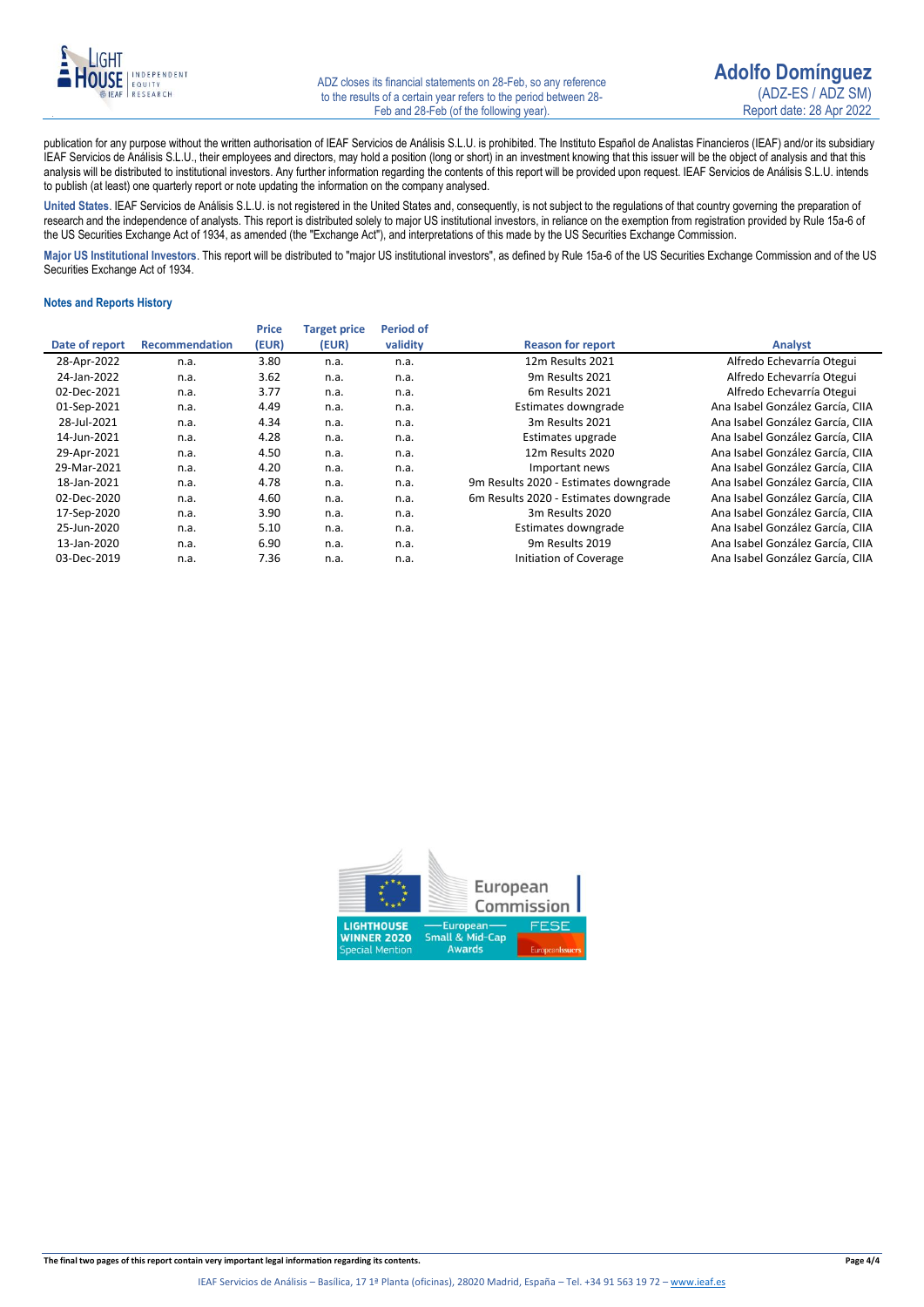publication for any purpose without the written authorisation of IEAF Servicios de Análisis S.L.U. is prohibited. The Instituto Español de Analistas Financieros (IEAF) and/or its subsidiary IEAF Servicios de Análisis S.L.U., their employees and directors, may hold a position (long or short) in an investment knowing that this issuer will be the object of analysis and that this analysis will be distributed to institutional investors. Any further information regarding the contents of this report will be provided upon request. IEAF Servicios de Análisis S.L.U. intends to publish (at least) one quarterly report or note updating the information on the company analysed.

**United States**. IEAF Servicios de Análisis S.L.U. is not registered in the United States and, consequently, is not subject to the regulations of that country governing the preparation of research and the independence of analysts. This report is distributed solely to major US institutional investors, in reliance on the exemption from registration provided by Rule 15a-6 of the US Securities Exchange Act of 1934, as amended (the "Exchange Act"), and interpretations of this made by the US Securities Exchange Commission.

**Major US Institutional Investors**. This report will be distributed to "major US institutional investors", as defined by Rule 15a-6 of the US Securities Exchange Commission and of the US Securities Exchange Act of 1934.

### Notes and Reports History

| Date of report | Recommendation | Price (EUR) | Target price (EUR) | Period of validity | Reason for report | Analyst |
|---|---|---|---|---|---|---|
| 28-Apr-2022 | n.a. | 3.80 | n.a. | n.a. | 12m Results 2021 | Alfredo Echevarría Otegui |
| 24-Jan-2022 | n.a. | 3.62 | n.a. | n.a. | 9m Results 2021 | Alfredo Echevarría Otegui |
| 02-Dec-2021 | n.a. | 3.77 | n.a. | n.a. | 6m Results 2021 | Alfredo Echevarría Otegui |
| 01-Sep-2021 | n.a. | 4.49 | n.a. | n.a. | Estimates downgrade | Ana Isabel González García, CIIA |
| 28-Jul-2021 | n.a. | 4.34 | n.a. | n.a. | 3m Results 2021 | Ana Isabel González García, CIIA |
| 14-Jun-2021 | n.a. | 4.28 | n.a. | n.a. | Estimates upgrade | Ana Isabel González García, CIIA |
| 29-Apr-2021 | n.a. | 4.50 | n.a. | n.a. | 12m Results 2020 | Ana Isabel González García, CIIA |
| 29-Mar-2021 | n.a. | 4.20 | n.a. | n.a. | Important news | Ana Isabel González García, CIIA |
| 18-Jan-2021 | n.a. | 4.78 | n.a. | n.a. | 9m Results 2020 - Estimates downgrade | Ana Isabel González García, CIIA |
| 02-Dec-2020 | n.a. | 4.60 | n.a. | n.a. | 6m Results 2020 - Estimates downgrade | Ana Isabel González García, CIIA |
| 17-Sep-2020 | n.a. | 3.90 | n.a. | n.a. | 3m Results 2020 | Ana Isabel González García, CIIA |
| 25-Jun-2020 | n.a. | 5.10 | n.a. | n.a. | Estimates downgrade | Ana Isabel González García, CIIA |
| 13-Jan-2020 | n.a. | 6.90 | n.a. | n.a. | 9m Results 2019 | Ana Isabel González García, CIIA |
| 03-Dec-2019 | n.a. | 7.36 | n.a. | n.a. | Initiation of Coverage | Ana Isabel González García, CIIA |

European Commission

LIGHTHOUSE WINNER 2020 Special Mention — European Small & Mid-Cap Awards — FESE EuropeanIssuers